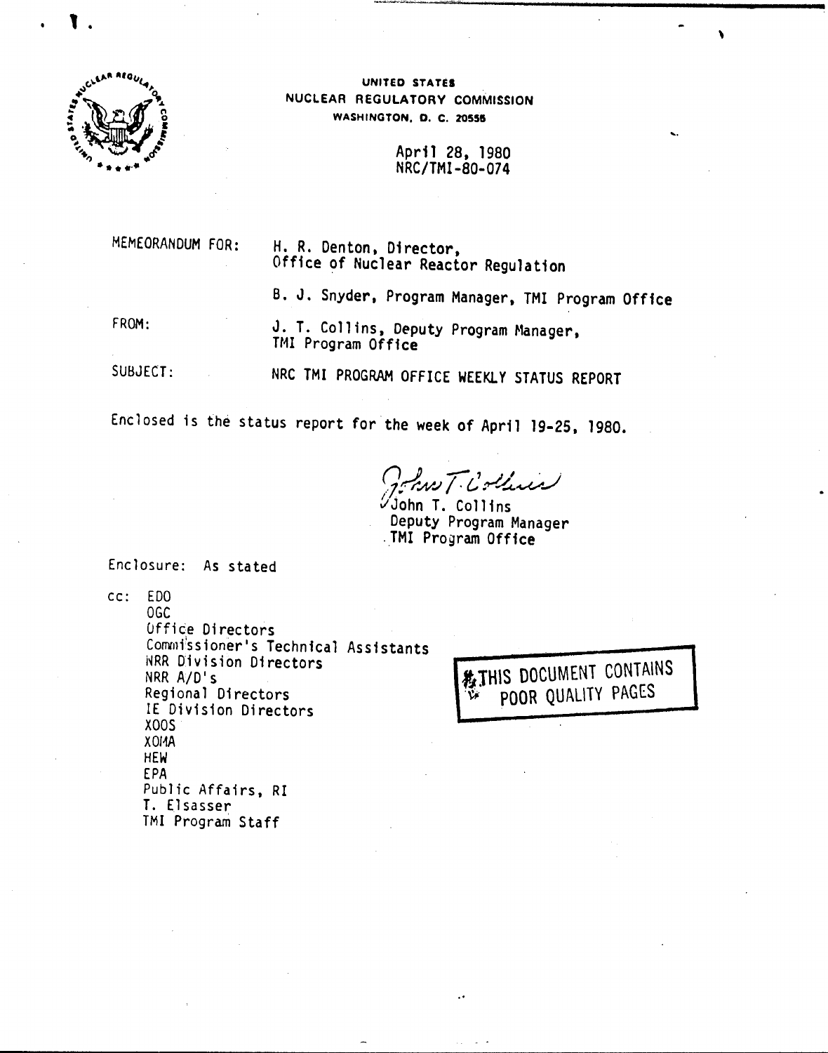UNITED STATES
NUCLEAR REGULATORY COMMISSION
WASHINGTON, D. C. 20555

April 28, 1980
NRC/TMI-80-074

MEMEORANDUM FOR: H. R. Denton, Director, Office of Nuclear Reactor Regulation

B. J. Snyder, Program Manager, TMI Program Office

FROM: J. T. Collins, Deputy Program Manager, TMI Program Office

SUBJECT: NRC TMI PROGRAM OFFICE WEEKLY STATUS REPORT

Enclosed is the status report for the week of April 19-25, 1980.

John T. Collins
Deputy Program Manager
TMI Program Office

Enclosure: As stated

cc: EDO
OGC
Office Directors
Commissioner's Technical Assistants
NRR Division Directors
NRR A/D's
Regional Directors
IE Division Directors
XOOS
XOMA
HEW
EPA
Public Affairs, RI
T. Elsasser
TMI Program Staff

THIS DOCUMENT CONTAINS POOR QUALITY PAGES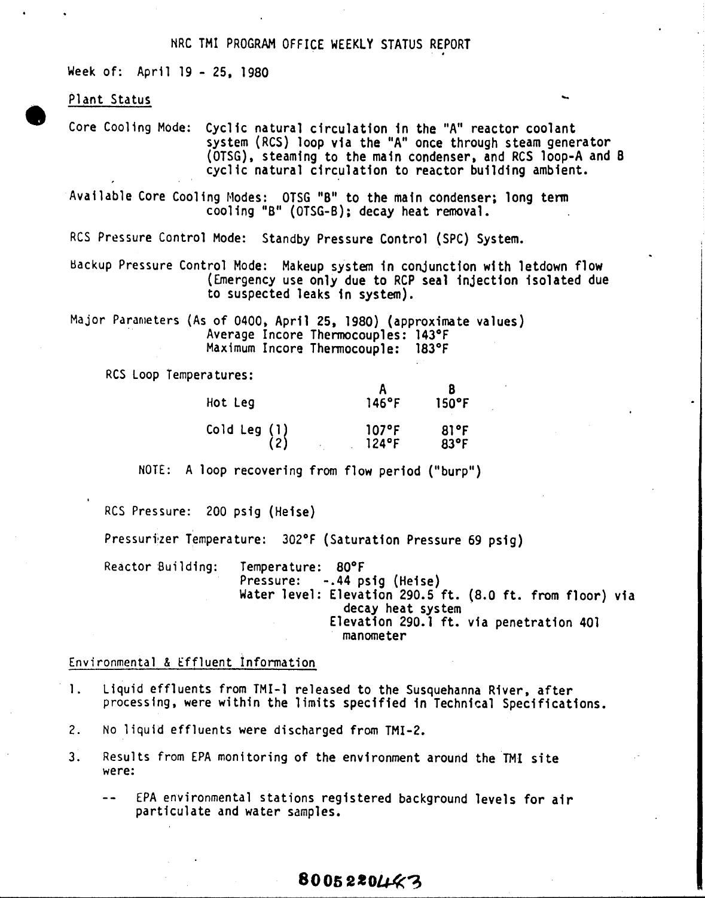# NRC TMI PROGRAM OFFICE WEEKLY STATUS REPORT

Week of: April 19 - 25, 1980

## Plant Status

Core Cooling Mode: Cyclic natural circulation in the "A" reactor coolant system (RCS) loop via the "A" once through steam generator (OTSG), steaming to the main condenser, and RCS loop-A and B cyclic natural circulation to reactor building ambient.

Available Core Cooling Modes: OTSG "B" to the main condenser; long term cooling "B" (OTSG-B); decay heat removal.

RCS Pressure Control Mode: Standby Pressure Control (SPC) System.

Backup Pressure Control Mode: Makeup system in conjunction with letdown flow (Emergency use only due to RCP seal injection isolated due to suspected leaks in system).

Major Parameters (As of 0400, April 25, 1980) (approximate values)
Average Incore Thermocouples: 143°F
Maximum Incore Thermocouple: 183°F

RCS Loop Temperatures:

| | A | B |
|---|---|---|
| Hot Leg | 146°F | 150°F |
| Cold Leg (1) | 107°F | 81°F |
| (2) | 124°F | 83°F |

NOTE: A loop recovering from flow period ("burp")

RCS Pressure: 200 psig (Heise)

Pressurizer Temperature: 302°F (Saturation Pressure 69 psig)

Reactor Building: Temperature: 80°F
Pressure: -.44 psig (Heise)
Water level: Elevation 290.5 ft. (8.0 ft. from floor) via decay heat system
Elevation 290.1 ft. via penetration 401 manometer

## Environmental & Effluent Information

1. Liquid effluents from TMI-1 released to the Susquehanna River, after processing, were within the limits specified in Technical Specifications.

2. No liquid effluents were discharged from TMI-2.

3. Results from EPA monitoring of the environment around the TMI site were:

   -- EPA environmental stations registered background levels for air particulate and water samples.

8005220443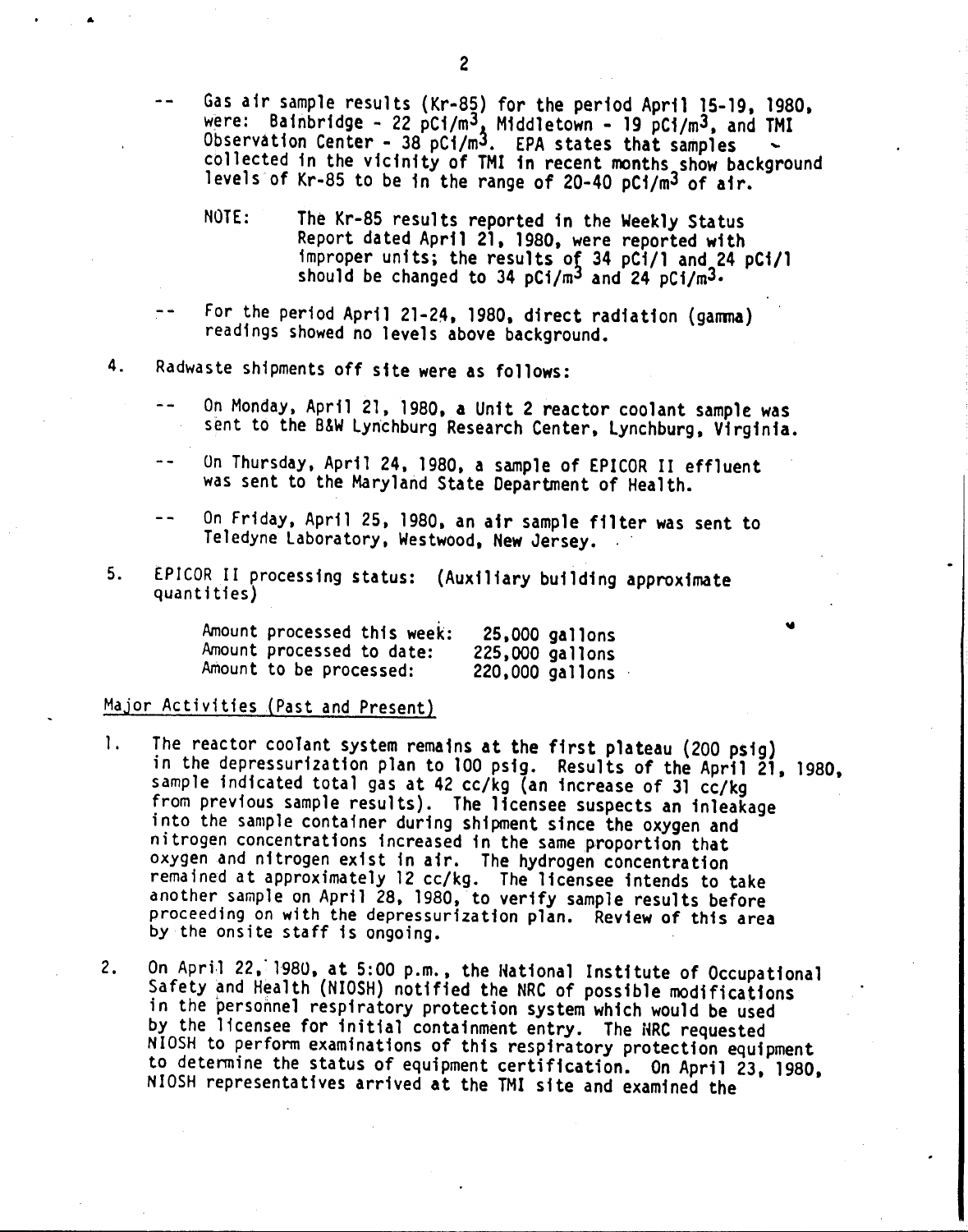-- Gas air sample results (Kr-85) for the period April 15-19, 1980, were: Bainbridge - 22 $pCi/m^3$, Middletown - 19 $pCi/m^3$, and TMI Observation Center - 38 $pCi/m^3$. EPA states that samples collected in the vicinity of TMI in recent months show background levels of Kr-85 to be in the range of 20-40 $pCi/m^3$ of air.

NOTE: The Kr-85 results reported in the Weekly Status Report dated April 21, 1980, were reported with improper units; the results of 34 pCi/l and 24 pCi/l should be changed to 34 $pCi/m^3$ and 24 $pCi/m^3$.

-- For the period April 21-24, 1980, direct radiation (gamma) readings showed no levels above background.

4. Radwaste shipments off site were as follows:

   -- On Monday, April 21, 1980, a Unit 2 reactor coolant sample was sent to the B&W Lynchburg Research Center, Lynchburg, Virginia.

   -- On Thursday, April 24, 1980, a sample of EPICOR II effluent was sent to the Maryland State Department of Health.

   -- On Friday, April 25, 1980, an air sample filter was sent to Teledyne Laboratory, Westwood, New Jersey.

5. EPICOR II processing status: (Auxiliary building approximate quantities)

| | |
|---|---|
| Amount processed this week: | 25,000 gallons |
| Amount processed to date: | 225,000 gallons |
| Amount to be processed: | 220,000 gallons |

## Major Activities (Past and Present)

1. The reactor coolant system remains at the first plateau (200 psig) in the depressurization plan to 100 psig. Results of the April 21, 1980, sample indicated total gas at 42 cc/kg (an increase of 31 cc/kg from previous sample results). The licensee suspects an inleakage into the sample container during shipment since the oxygen and nitrogen concentrations increased in the same proportion that oxygen and nitrogen exist in air. The hydrogen concentration remained at approximately 12 cc/kg. The licensee intends to take another sample on April 28, 1980, to verify sample results before proceeding on with the depressurization plan. Review of this area by the onsite staff is ongoing.

2. On April 22, 1980, at 5:00 p.m., the National Institute of Occupational Safety and Health (NIOSH) notified the NRC of possible modifications in the personnel respiratory protection system which would be used by the licensee for initial containment entry. The NRC requested NIOSH to perform examinations of this respiratory protection equipment to determine the status of equipment certification. On April 23, 1980, NIOSH representatives arrived at the TMI site and examined the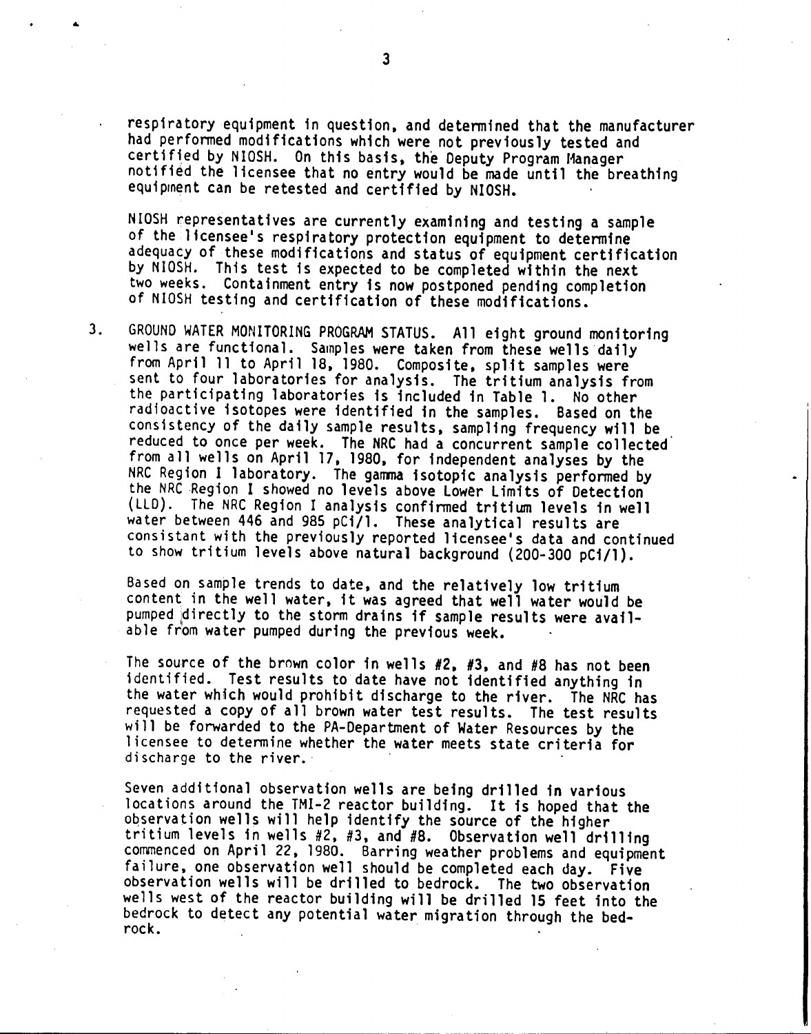respiratory equipment in question, and determined that the manufacturer had performed modifications which were not previously tested and certified by NIOSH. On this basis, the Deputy Program Manager notified the licensee that no entry would be made until the breathing equipment can be retested and certified by NIOSH.

NIOSH representatives are currently examining and testing a sample of the licensee's respiratory protection equipment to determine adequacy of these modifications and status of equipment certification by NIOSH. This test is expected to be completed within the next two weeks. Containment entry is now postponed pending completion of NIOSH testing and certification of these modifications.

3. GROUND WATER MONITORING PROGRAM STATUS. All eight ground monitoring wells are functional. Samples were taken from these wells daily from April 11 to April 18, 1980. Composite, split samples were sent to four laboratories for analysis. The tritium analysis from the participating laboratories is included in Table 1. No other radioactive isotopes were identified in the samples. Based on the consistency of the daily sample results, sampling frequency will be reduced to once per week. The NRC had a concurrent sample collected from all wells on April 17, 1980, for independent analyses by the NRC Region I laboratory. The gamma isotopic analysis performed by the NRC Region I showed no levels above Lower Limits of Detection (LLD). The NRC Region I analysis confirmed tritium levels in well water between 446 and 985 pCi/l. These analytical results are consistant with the previously reported licensee's data and continued to show tritium levels above natural background (200-300 pCi/l).

   Based on sample trends to date, and the relatively low tritium content in the well water, it was agreed that well water would be pumped directly to the storm drains if sample results were available from water pumped during the previous week.

   The source of the brown color in wells #2, #3, and #8 has not been identified. Test results to date have not identified anything in the water which would prohibit discharge to the river. The NRC has requested a copy of all brown water test results. The test results will be forwarded to the PA-Department of Water Resources by the licensee to determine whether the water meets state criteria for discharge to the river.

   Seven additional observation wells are being drilled in various locations around the TMI-2 reactor building. It is hoped that the observation wells will help identify the source of the higher tritium levels in wells #2, #3, and #8. Observation well drilling commenced on April 22, 1980. Barring weather problems and equipment failure, one observation well should be completed each day. Five observation wells will be drilled to bedrock. The two observation wells west of the reactor building will be drilled 15 feet into the bedrock to detect any potential water migration through the bedrock.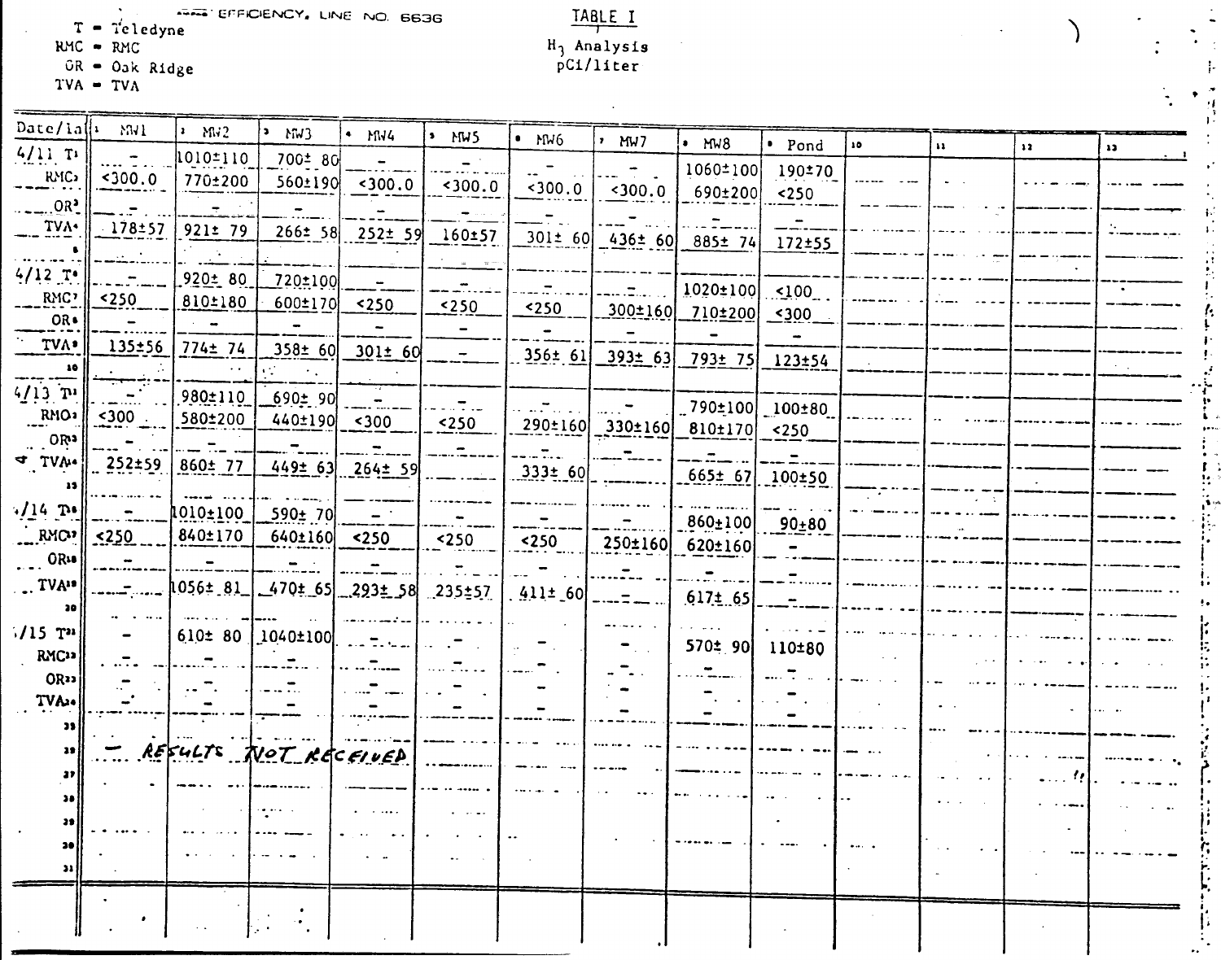EFFICIENCY, LINE NO. 6636

T = Teledyne
RMC = RMC
OR = Oak Ridge
TVA = TVA

## TABLE I

$H_3$ Analysis
pCi/liter

| Date/lab | MW1 | MW2 | MW3 | MW4 | MW5 | MW6 | MW7 | MW8 | Pond |
|---|---|---|---|---|---|---|---|---|---|
| 4/11 T | - | 1010±110 | 700± 80 | - | - | - | - | | |
| RMC | <300.0 | 770±200 | 560±190 | <300.0 | <300.0 | <300.0 | <300.0 | 1060±100 690±200 | 190±70 <250 |
| OR | - | - | - | - | - | - | - | - | - |
| TVA | 178±57 | 921± 79 | 266± 58 | 252± 59 | 160±57 | 301± 60 | 436± 60 | 885± 74 | 172±55 |
| 4/12 T | - | 920± 80 | 720±100 | - | - | - | - | 1020±100 | <100 |
| RMC | <250 | 810±180 | 600±170 | <250 | <250 | <250 | 300±160 | 710±200 | <300 |
| OR | - | - | - | - | - | - | - | - | - |
| TVA | 135±56 | 774± 74 | 358± 60 | 301± 60 | - | 356± 61 | 393± 63 | 793± 75 | 123±54 |
| 4/13 T | - | 980±110 | 690± 90 | - | - | - | - | 790±100 | 100±80 |
| RMC | <300 | 580±200 | 440±190 | <300 | <250 | 290±160 | 330±160 | 810±170 | <250 |
| OR | - | - | - | - | - | - | - | - | - |
| TVA | 252±59 | 860± 77 | 449± 63 | 264± 59 | | 333± 60 | | 665± 67 | 100±50 |
| 4/14 T | - | 1010±100 | 590± 70 | - | - | - | - | 860±100 | 90±80 |
| RMC | <250 | 840±170 | 640±160 | <250 | <250 | <250 | 250±160 | 620±160 | - |
| OR | - | - | - | - | - | - | - | - | - |
| TVA | - | 1056± 81 | 470± 65 | 293± 58 | 235±57 | 411± 60 | - | 617± 65 | - |
| 4/15 T | - | 610± 80 | 1040±100 | - | - | - | - | 570± 90 | 110±80 |
| RMC | - | - | - | - | - | - | - | - | - |
| OR | - | - | - | - | - | - | - | - | - |
| TVA | - | - | - | - | - | - | - | - | - |

– RESULTS NOT RECEIVED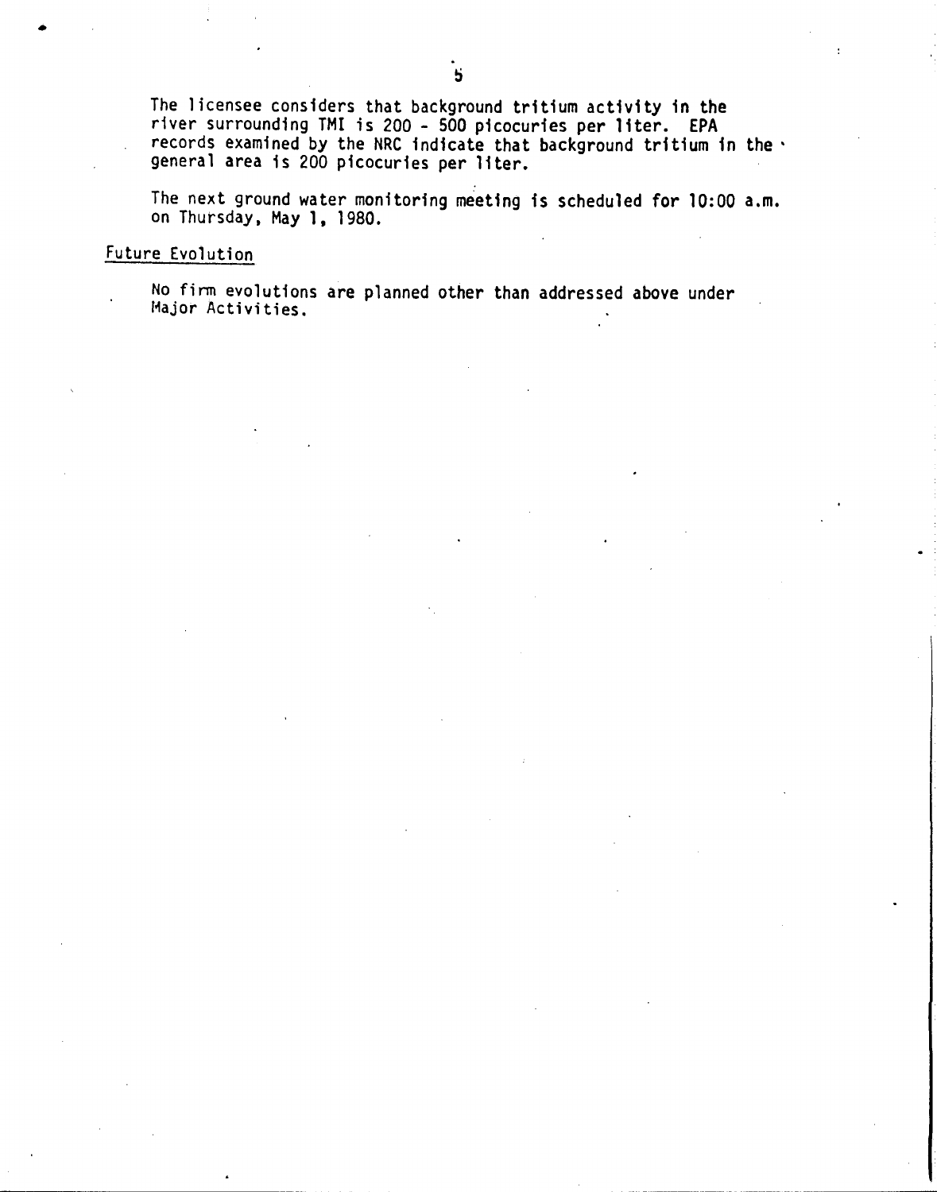The licensee considers that background tritium activity in the river surrounding TMI is 200 - 500 picocuries per liter. EPA records examined by the NRC indicate that background tritium in the general area is 200 picocuries per liter.

The next ground water monitoring meeting is scheduled for 10:00 a.m. on Thursday, May 1, 1980.

## Future Evolution

No firm evolutions are planned other than addressed above under Major Activities.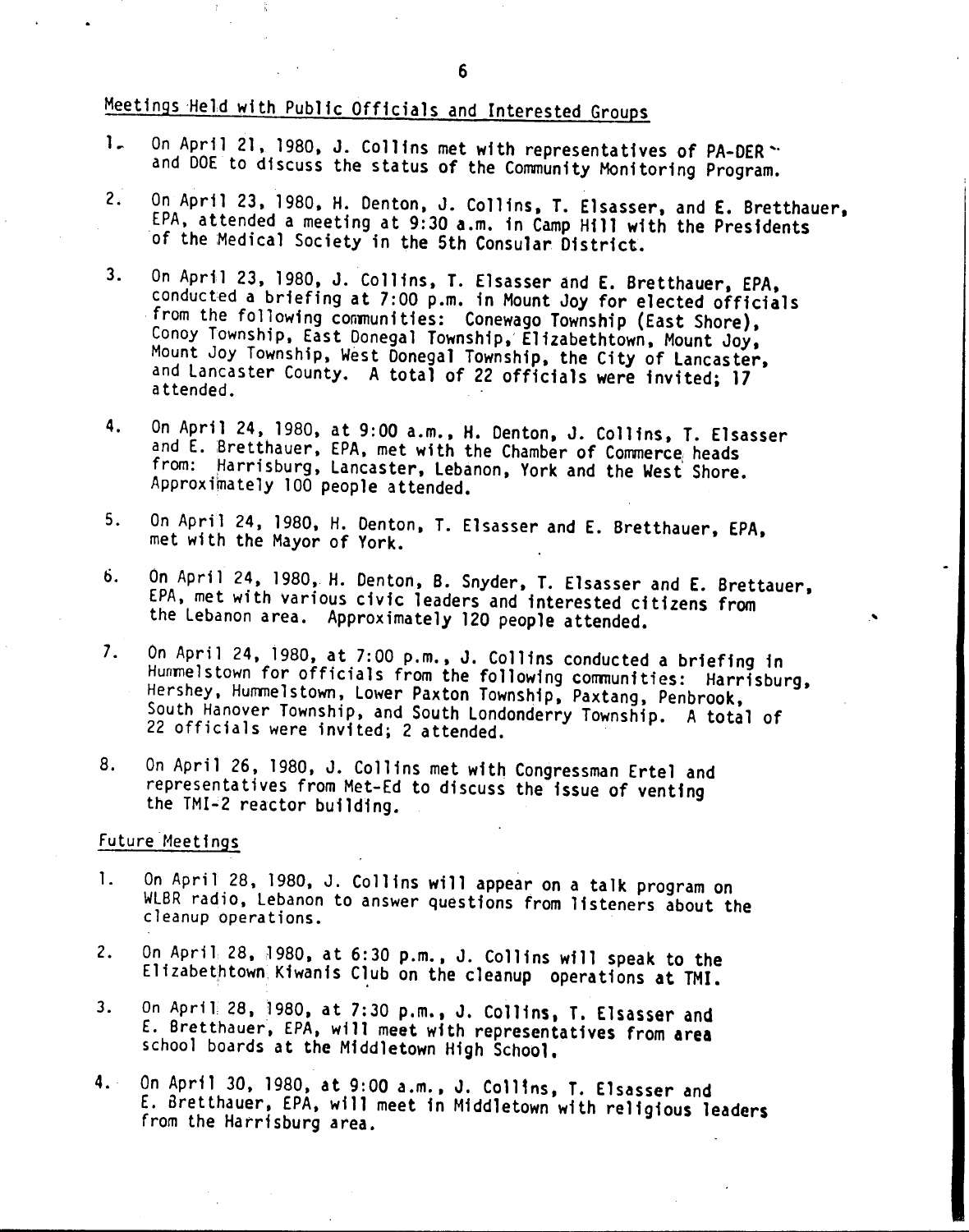## Meetings Held with Public Officials and Interested Groups

1. On April 21, 1980, J. Collins met with representatives of PA-DER and DOE to discuss the status of the Community Monitoring Program.

2. On April 23, 1980, H. Denton, J. Collins, T. Elsasser, and E. Bretthauer, EPA, attended a meeting at 9:30 a.m. in Camp Hill with the Presidents of the Medical Society in the 5th Consular District.

3. On April 23, 1980, J. Collins, T. Elsasser and E. Bretthauer, EPA, conducted a briefing at 7:00 p.m. in Mount Joy for elected officials from the following communities: Conewago Township (East Shore), Conoy Township, East Donegal Township, Elizabethtown, Mount Joy, Mount Joy Township, West Donegal Township, the City of Lancaster, and Lancaster County. A total of 22 officials were invited; 17 attended.

4. On April 24, 1980, at 9:00 a.m., H. Denton, J. Collins, T. Elsasser and E. Bretthauer, EPA, met with the Chamber of Commerce heads from: Harrisburg, Lancaster, Lebanon, York and the West Shore. Approximately 100 people attended.

5. On April 24, 1980, H. Denton, T. Elsasser and E. Bretthauer, EPA, met with the Mayor of York.

6. On April 24, 1980, H. Denton, B. Snyder, T. Elsasser and E. Brettauer, EPA, met with various civic leaders and interested citizens from the Lebanon area. Approximately 120 people attended.

7. On April 24, 1980, at 7:00 p.m., J. Collins conducted a briefing in Hummelstown for officials from the following communities: Harrisburg, Hershey, Hummelstown, Lower Paxton Township, Paxtang, Penbrook, South Hanover Township, and South Londonderry Township. A total of 22 officials were invited; 2 attended.

8. On April 26, 1980, J. Collins met with Congressman Ertel and representatives from Met-Ed to discuss the issue of venting the TMI-2 reactor building.

## Future Meetings

1. On April 28, 1980, J. Collins will appear on a talk program on WLBR radio, Lebanon to answer questions from listeners about the cleanup operations.

2. On April 28, 1980, at 6:30 p.m., J. Collins will speak to the Elizabethtown Kiwanis Club on the cleanup operations at TMI.

3. On April 28, 1980, at 7:30 p.m., J. Collins, T. Elsasser and E. Bretthauer, EPA, will meet with representatives from area school boards at the Middletown High School.

4. On April 30, 1980, at 9:00 a.m., J. Collins, T. Elsasser and E. Bretthauer, EPA, will meet in Middletown with religious leaders from the Harrisburg area.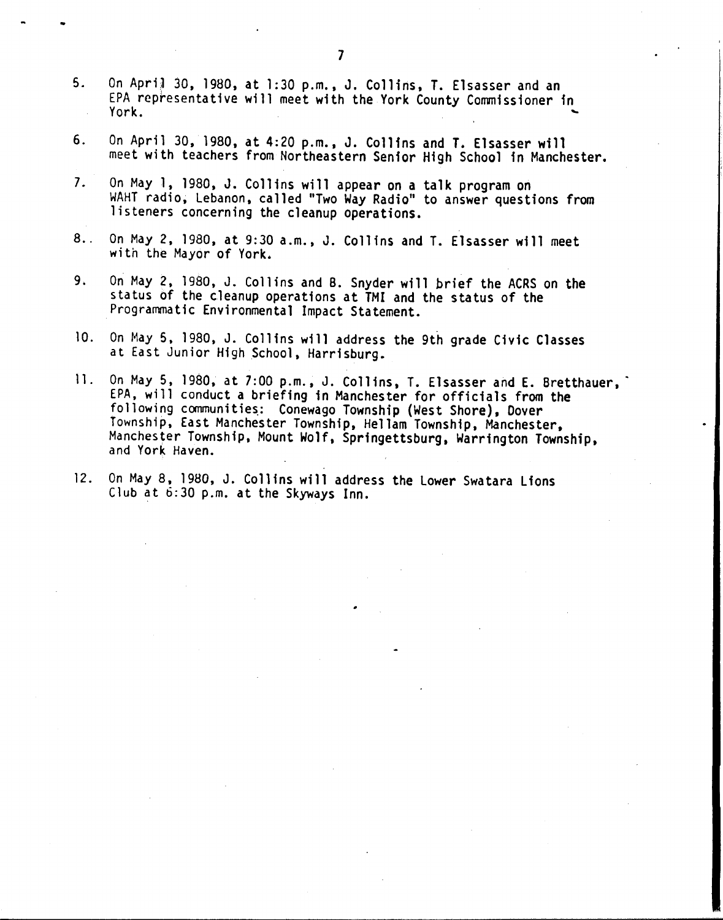5. On April 30, 1980, at 1:30 p.m., J. Collins, T. Elsasser and an EPA representative will meet with the York County Commissioner in York.

6. On April 30, 1980, at 4:20 p.m., J. Collins and T. Elsasser will meet with teachers from Northeastern Senior High School in Manchester.

7. On May 1, 1980, J. Collins will appear on a talk program on WAHT radio, Lebanon, called "Two Way Radio" to answer questions from listeners concerning the cleanup operations.

8. On May 2, 1980, at 9:30 a.m., J. Collins and T. Elsasser will meet with the Mayor of York.

9. On May 2, 1980, J. Collins and B. Snyder will brief the ACRS on the status of the cleanup operations at TMI and the status of the Programmatic Environmental Impact Statement.

10. On May 5, 1980, J. Collins will address the 9th grade Civic Classes at East Junior High School, Harrisburg.

11. On May 5, 1980, at 7:00 p.m., J. Collins, T. Elsasser and E. Bretthauer, EPA, will conduct a briefing in Manchester for officials from the following communities: Conewago Township (West Shore), Dover Township, East Manchester Township, Hellam Township, Manchester, Manchester Township, Mount Wolf, Springettsburg, Warrington Township, and York Haven.

12. On May 8, 1980, J. Collins will address the Lower Swatara Lions Club at 6:30 p.m. at the Skyways Inn.